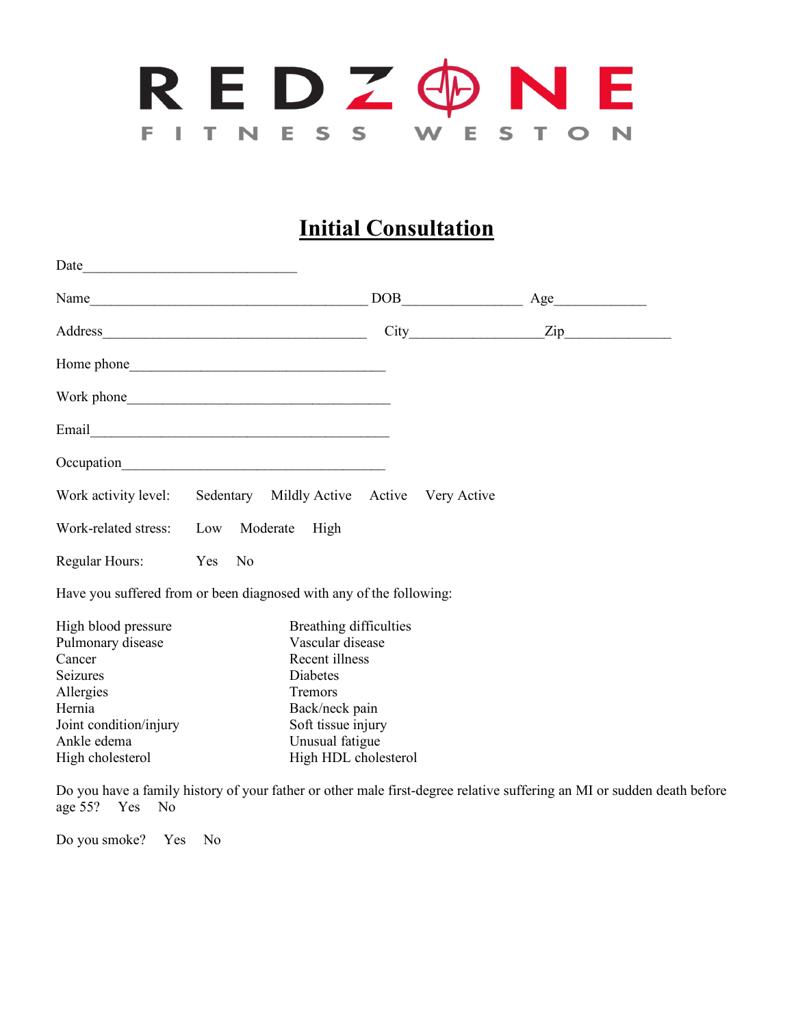REDZONE
FITNESS WESTON

# Initial Consultation

Date_____________________________

Name______________________________________ DOB________________ Age____________

Address____________________________________ City__________________Zip______________

Home phone___________________________________

Work phone____________________________________

Email__________________________________________

Occupation_____________________________________

Work activity level: Sedentary Mildly Active Active Very Active

Work-related stress: Low Moderate High

Regular Hours: Yes No

Have you suffered from or been diagnosed with any of the following:

High blood pressure
Pulmonary disease
Cancer
Seizures
Allergies
Hernia
Joint condition/injury
Ankle edema
High cholesterol
Breathing difficulties
Vascular disease
Recent illness
Diabetes
Tremors
Back/neck pain
Soft tissue injury
Unusual fatigue
High HDL cholesterol

Do you have a family history of your father or other male first-degree relative suffering an MI or sudden death before age 55? Yes No

Do you smoke? Yes No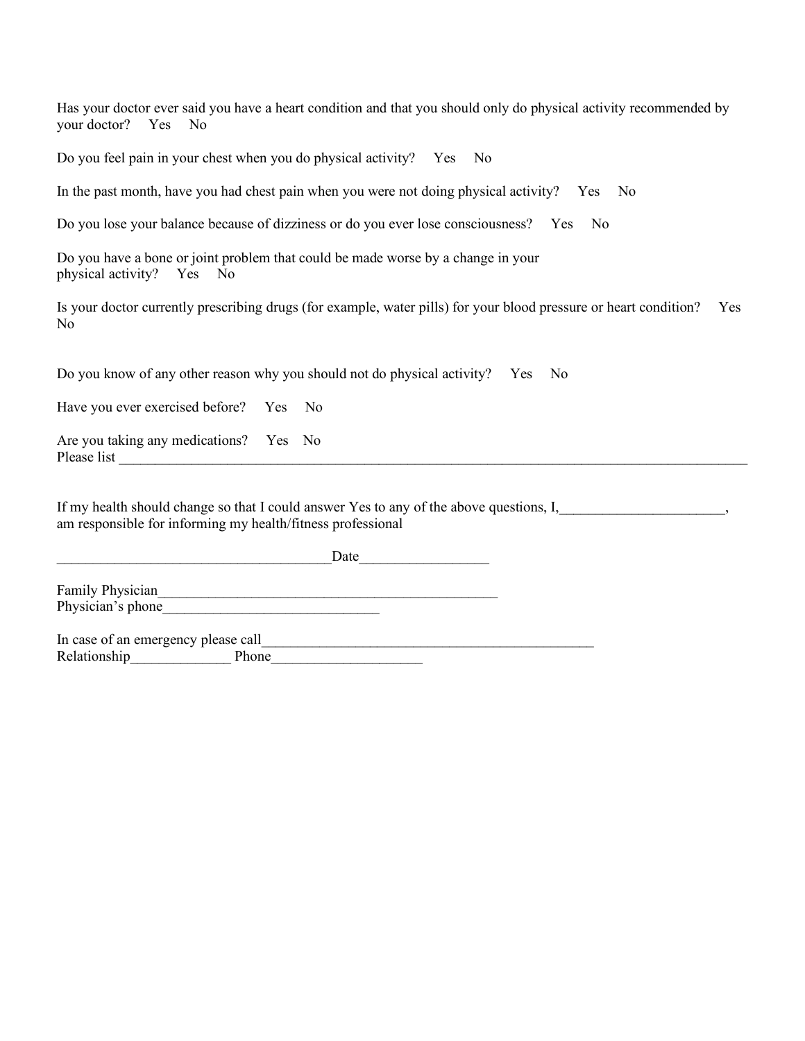Has your doctor ever said you have a heart condition and that you should only do physical activity recommended by your doctor?   Yes   No

Do you feel pain in your chest when you do physical activity?   Yes   No

In the past month, have you had chest pain when you were not doing physical activity?   Yes   No

Do you lose your balance because of dizziness or do you ever lose consciousness?   Yes   No

Do you have a bone or joint problem that could be made worse by a change in your physical activity?   Yes   No

Is your doctor currently prescribing drugs (for example, water pills) for your blood pressure or heart condition?   Yes   No

Do you know of any other reason why you should not do physical activity?   Yes   No

Have you ever exercised before?   Yes   No

Are you taking any medications?   Yes   No
Please list ____________________________________________________________________________________________

If my health should change so that I could answer Yes to any of the above questions, I,______________________, am responsible for informing my health/fitness professional

_____________________________________Date_________________

Family Physician_____________________________________________
Physician's phone_____________________________

In case of an emergency please call____________________________________________
Relationship_____________ Phone____________________